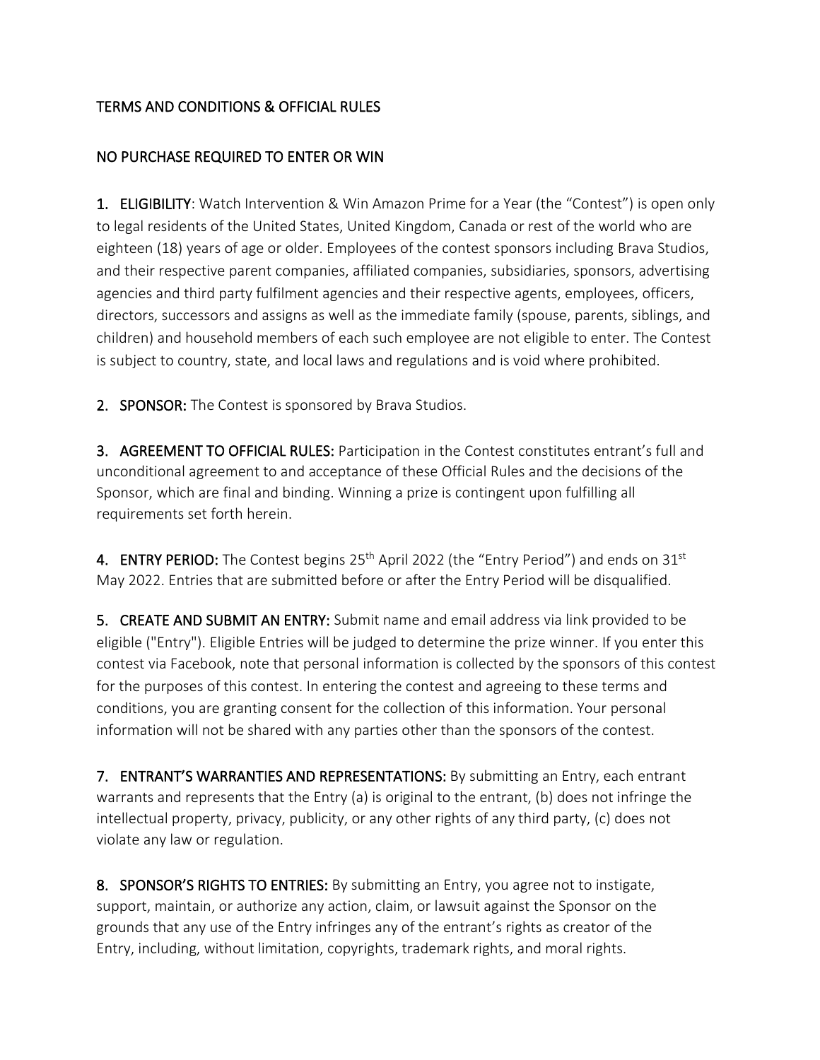TERMS AND CONDITIONS & OFFICIAL RULES

NO PURCHASE REQUIRED TO ENTER OR WIN

**1. ELIGIBILITY**: Watch Intervention & Win Amazon Prime for a Year (the "Contest") is open only to legal residents of the United States, United Kingdom, Canada or rest of the world who are eighteen (18) years of age or older. Employees of the contest sponsors including Brava Studios, and their respective parent companies, affiliated companies, subsidiaries, sponsors, advertising agencies and third party fulfilment agencies and their respective agents, employees, officers, directors, successors and assigns as well as the immediate family (spouse, parents, siblings, and children) and household members of each such employee are not eligible to enter. The Contest is subject to country, state, and local laws and regulations and is void where prohibited.

**2. SPONSOR:** The Contest is sponsored by Brava Studios.

**3. AGREEMENT TO OFFICIAL RULES:** Participation in the Contest constitutes entrant's full and unconditional agreement to and acceptance of these Official Rules and the decisions of the Sponsor, which are final and binding. Winning a prize is contingent upon fulfilling all requirements set forth herein.

**4. ENTRY PERIOD:** The Contest begins 25th April 2022 (the "Entry Period") and ends on 31st May 2022. Entries that are submitted before or after the Entry Period will be disqualified.

**5. CREATE AND SUBMIT AN ENTRY:** Submit name and email address via link provided to be eligible ("Entry"). Eligible Entries will be judged to determine the prize winner. If you enter this contest via Facebook, note that personal information is collected by the sponsors of this contest for the purposes of this contest. In entering the contest and agreeing to these terms and conditions, you are granting consent for the collection of this information. Your personal information will not be shared with any parties other than the sponsors of the contest.

**7. ENTRANT'S WARRANTIES AND REPRESENTATIONS:** By submitting an Entry, each entrant warrants and represents that the Entry (a) is original to the entrant, (b) does not infringe the intellectual property, privacy, publicity, or any other rights of any third party, (c) does not violate any law or regulation.

**8. SPONSOR'S RIGHTS TO ENTRIES:** By submitting an Entry, you agree not to instigate, support, maintain, or authorize any action, claim, or lawsuit against the Sponsor on the grounds that any use of the Entry infringes any of the entrant's rights as creator of the Entry, including, without limitation, copyrights, trademark rights, and moral rights.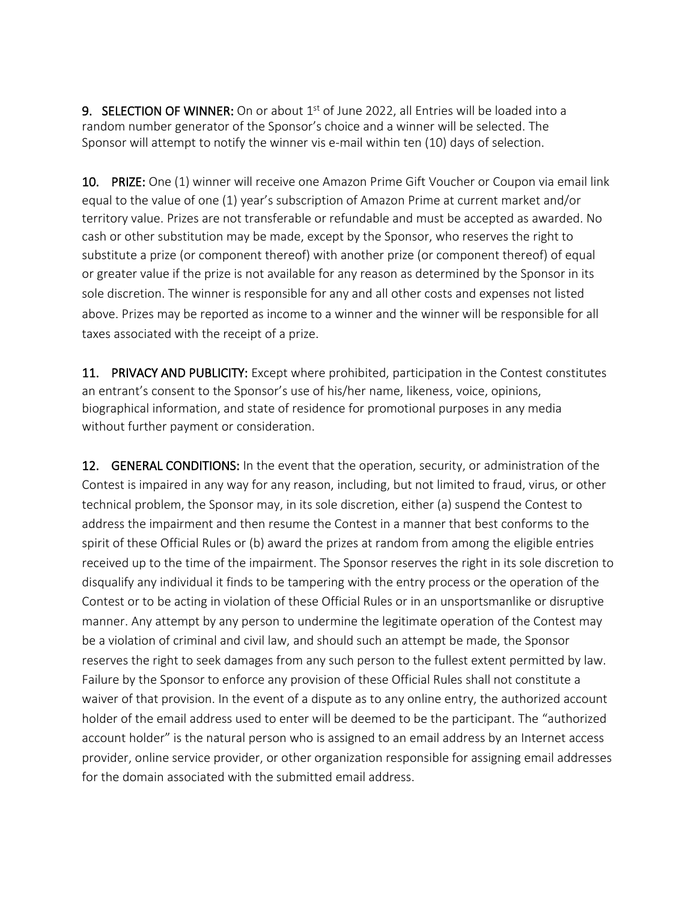**9. SELECTION OF WINNER:** On or about 1st of June 2022, all Entries will be loaded into a random number generator of the Sponsor's choice and a winner will be selected. The Sponsor will attempt to notify the winner vis e-mail within ten (10) days of selection.

**10. PRIZE:** One (1) winner will receive one Amazon Prime Gift Voucher or Coupon via email link equal to the value of one (1) year's subscription of Amazon Prime at current market and/or territory value. Prizes are not transferable or refundable and must be accepted as awarded. No cash or other substitution may be made, except by the Sponsor, who reserves the right to substitute a prize (or component thereof) with another prize (or component thereof) of equal or greater value if the prize is not available for any reason as determined by the Sponsor in its sole discretion. The winner is responsible for any and all other costs and expenses not listed above. Prizes may be reported as income to a winner and the winner will be responsible for all taxes associated with the receipt of a prize.

**11. PRIVACY AND PUBLICITY:** Except where prohibited, participation in the Contest constitutes an entrant's consent to the Sponsor's use of his/her name, likeness, voice, opinions, biographical information, and state of residence for promotional purposes in any media without further payment or consideration.

**12. GENERAL CONDITIONS:** In the event that the operation, security, or administration of the Contest is impaired in any way for any reason, including, but not limited to fraud, virus, or other technical problem, the Sponsor may, in its sole discretion, either (a) suspend the Contest to address the impairment and then resume the Contest in a manner that best conforms to the spirit of these Official Rules or (b) award the prizes at random from among the eligible entries received up to the time of the impairment. The Sponsor reserves the right in its sole discretion to disqualify any individual it finds to be tampering with the entry process or the operation of the Contest or to be acting in violation of these Official Rules or in an unsportsmanlike or disruptive manner. Any attempt by any person to undermine the legitimate operation of the Contest may be a violation of criminal and civil law, and should such an attempt be made, the Sponsor reserves the right to seek damages from any such person to the fullest extent permitted by law. Failure by the Sponsor to enforce any provision of these Official Rules shall not constitute a waiver of that provision. In the event of a dispute as to any online entry, the authorized account holder of the email address used to enter will be deemed to be the participant. The "authorized account holder" is the natural person who is assigned to an email address by an Internet access provider, online service provider, or other organization responsible for assigning email addresses for the domain associated with the submitted email address.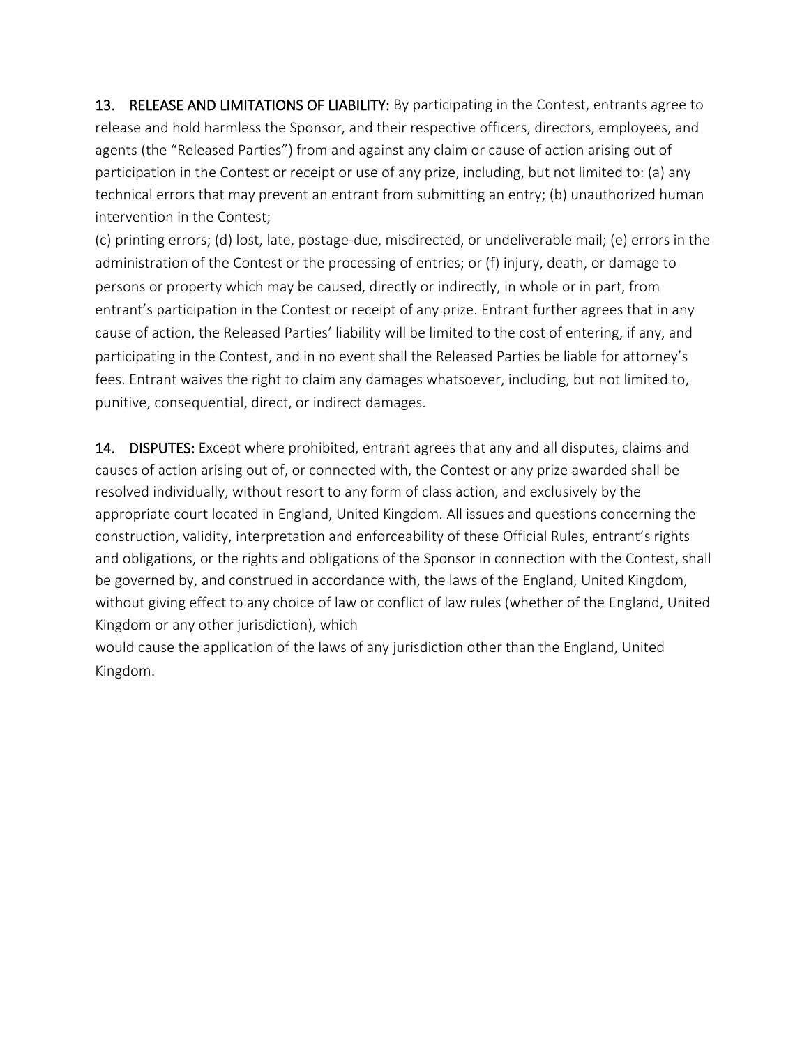**13. RELEASE AND LIMITATIONS OF LIABILITY:** By participating in the Contest, entrants agree to release and hold harmless the Sponsor, and their respective officers, directors, employees, and agents (the “Released Parties”) from and against any claim or cause of action arising out of participation in the Contest or receipt or use of any prize, including, but not limited to: (a) any technical errors that may prevent an entrant from submitting an entry; (b) unauthorized human intervention in the Contest;
(c) printing errors; (d) lost, late, postage-due, misdirected, or undeliverable mail; (e) errors in the administration of the Contest or the processing of entries; or (f) injury, death, or damage to persons or property which may be caused, directly or indirectly, in whole or in part, from entrant’s participation in the Contest or receipt of any prize. Entrant further agrees that in any cause of action, the Released Parties’ liability will be limited to the cost of entering, if any, and participating in the Contest, and in no event shall the Released Parties be liable for attorney’s fees. Entrant waives the right to claim any damages whatsoever, including, but not limited to, punitive, consequential, direct, or indirect damages.

**14. DISPUTES:** Except where prohibited, entrant agrees that any and all disputes, claims and causes of action arising out of, or connected with, the Contest or any prize awarded shall be resolved individually, without resort to any form of class action, and exclusively by the appropriate court located in England, United Kingdom. All issues and questions concerning the construction, validity, interpretation and enforceability of these Official Rules, entrant’s rights and obligations, or the rights and obligations of the Sponsor in connection with the Contest, shall be governed by, and construed in accordance with, the laws of the England, United Kingdom, without giving effect to any choice of law or conflict of law rules (whether of the England, United Kingdom or any other jurisdiction), which
would cause the application of the laws of any jurisdiction other than the England, United Kingdom.